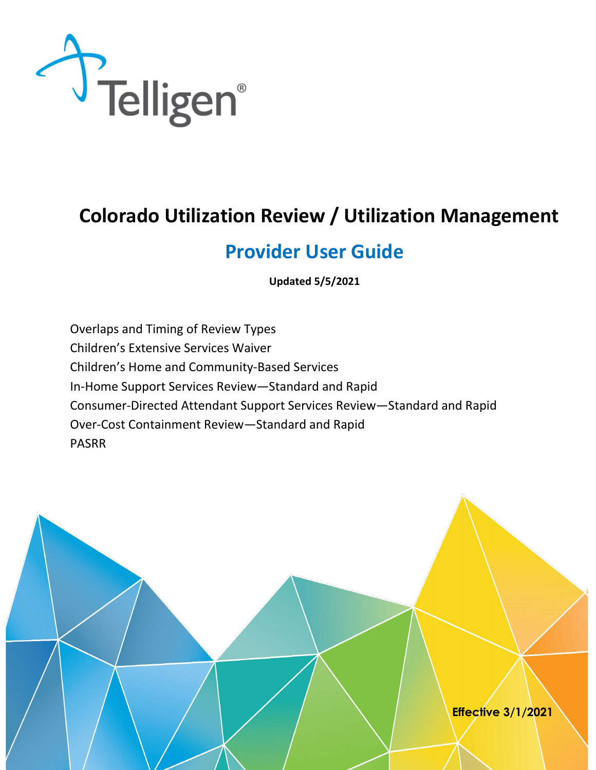Telligen®

# Colorado Utilization Review / Utilization Management

## Provider User Guide

**Updated 5/5/2021**

Overlaps and Timing of Review Types
Children's Extensive Services Waiver
Children's Home and Community-Based Services
In-Home Support Services Review—Standard and Rapid
Consumer-Directed Attendant Support Services Review—Standard and Rapid
Over-Cost Containment Review—Standard and Rapid
PASRR

**Effective 3/1/2021**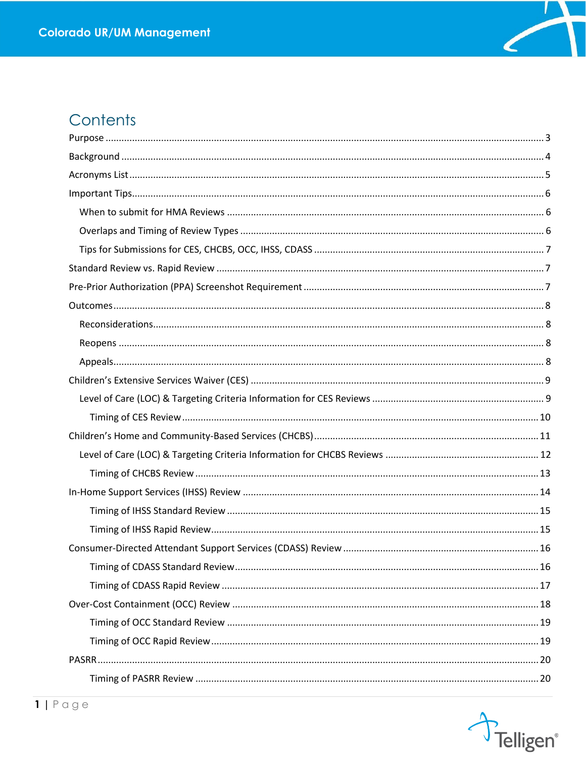# Contents

Purpose .......... 3

Background .......... 4

Acronyms List .......... 5

Important Tips .......... 6

- When to submit for HMA Reviews .......... 6
- Overlaps and Timing of Review Types .......... 6
- Tips for Submissions for CES, CHCBS, OCC, IHSS, CDASS .......... 7

Standard Review vs. Rapid Review .......... 7

Pre-Prior Authorization (PPA) Screenshot Requirement .......... 7

Outcomes .......... 8

- Reconsiderations .......... 8
- Reopens .......... 8
- Appeals .......... 8

Children's Extensive Services Waiver (CES) .......... 9

- Level of Care (LOC) & Targeting Criteria Information for CES Reviews .......... 9
  - Timing of CES Review .......... 10

Children's Home and Community-Based Services (CHCBS) .......... 11

- Level of Care (LOC) & Targeting Criteria Information for CHCBS Reviews .......... 12
  - Timing of CHCBS Review .......... 13

In-Home Support Services (IHSS) Review .......... 14

- Timing of IHSS Standard Review .......... 15
- Timing of IHSS Rapid Review .......... 15

Consumer-Directed Attendant Support Services (CDASS) Review .......... 16

- Timing of CDASS Standard Review .......... 16
- Timing of CDASS Rapid Review .......... 17

Over-Cost Containment (OCC) Review .......... 18

- Timing of OCC Standard Review .......... 19
- Timing of OCC Rapid Review .......... 19

PASRR .......... 20

- Timing of PASRR Review .......... 20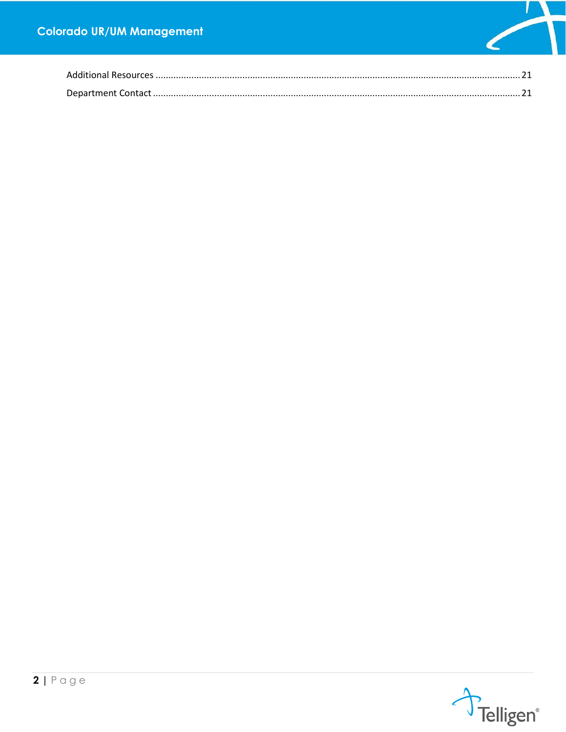Additional Resources ........................................................................................................................................ 21

Department Contact .......................................................................................................................................... 21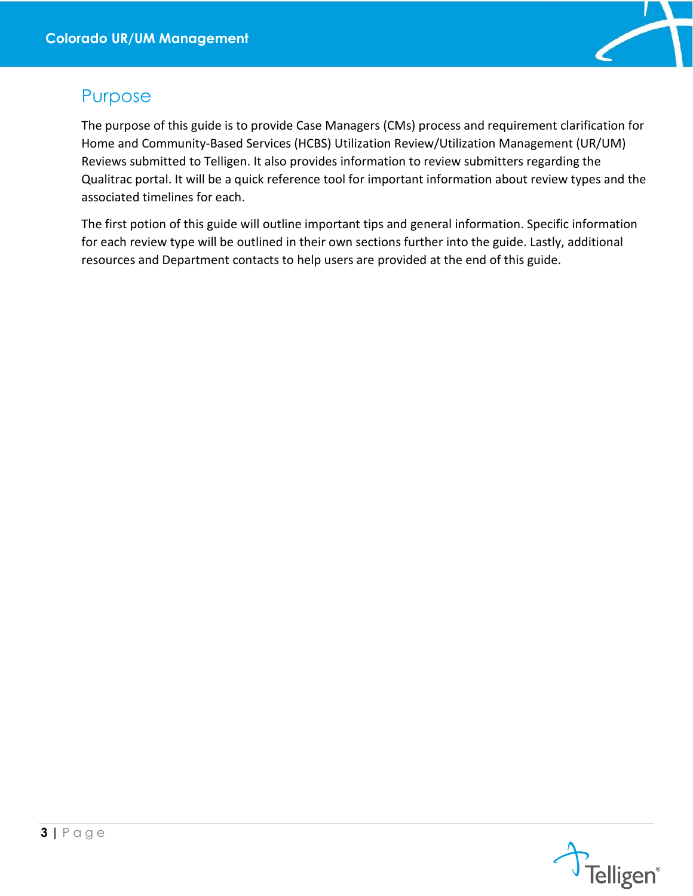# Purpose

The purpose of this guide is to provide Case Managers (CMs) process and requirement clarification for Home and Community-Based Services (HCBS) Utilization Review/Utilization Management (UR/UM) Reviews submitted to Telligen. It also provides information to review submitters regarding the Qualitrac portal. It will be a quick reference tool for important information about review types and the associated timelines for each.

The first potion of this guide will outline important tips and general information. Specific information for each review type will be outlined in their own sections further into the guide. Lastly, additional resources and Department contacts to help users are provided at the end of this guide.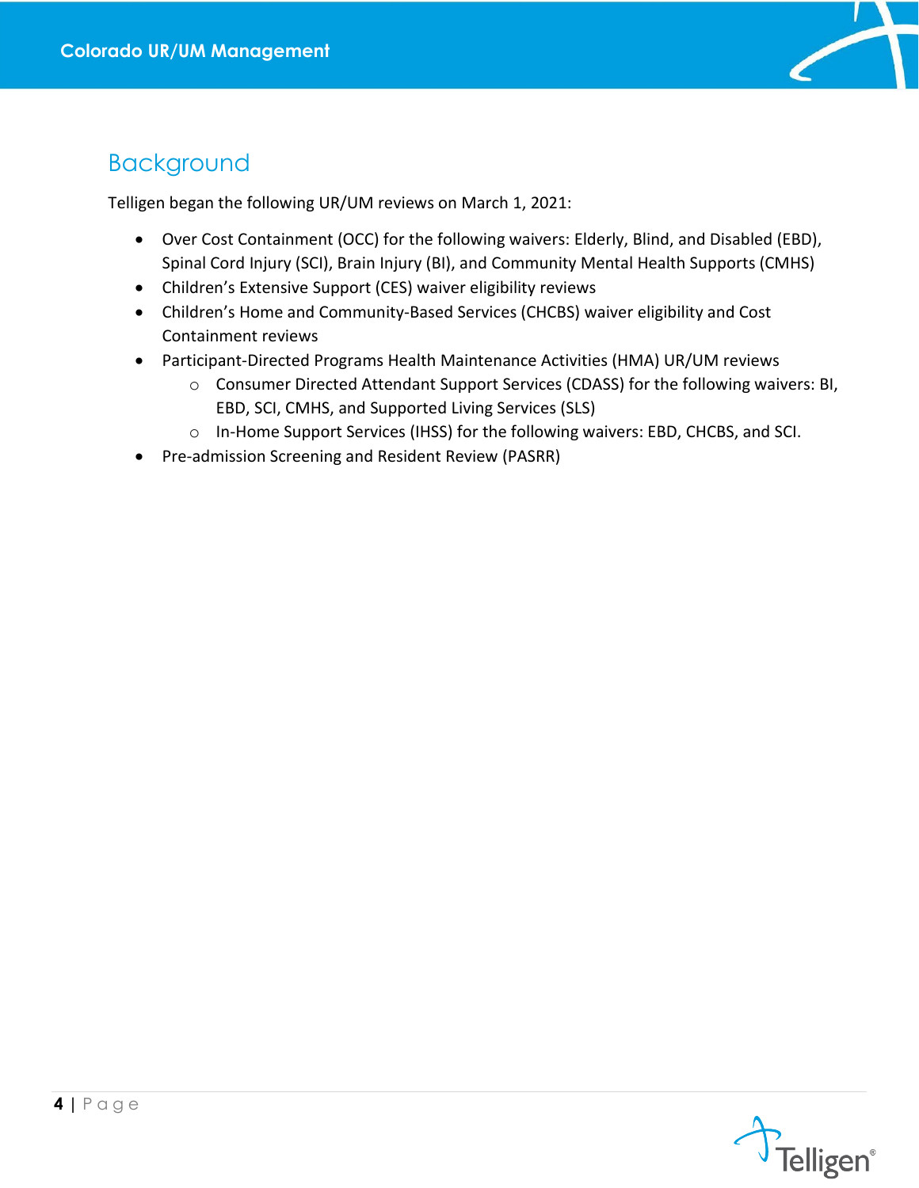# Background

Telligen began the following UR/UM reviews on March 1, 2021:

- Over Cost Containment (OCC) for the following waivers: Elderly, Blind, and Disabled (EBD), Spinal Cord Injury (SCI), Brain Injury (BI), and Community Mental Health Supports (CMHS)
- Children's Extensive Support (CES) waiver eligibility reviews
- Children's Home and Community-Based Services (CHCBS) waiver eligibility and Cost Containment reviews
- Participant-Directed Programs Health Maintenance Activities (HMA) UR/UM reviews
    - Consumer Directed Attendant Support Services (CDASS) for the following waivers: BI, EBD, SCI, CMHS, and Supported Living Services (SLS)
    - In-Home Support Services (IHSS) for the following waivers: EBD, CHCBS, and SCI.
- Pre-admission Screening and Resident Review (PASRR)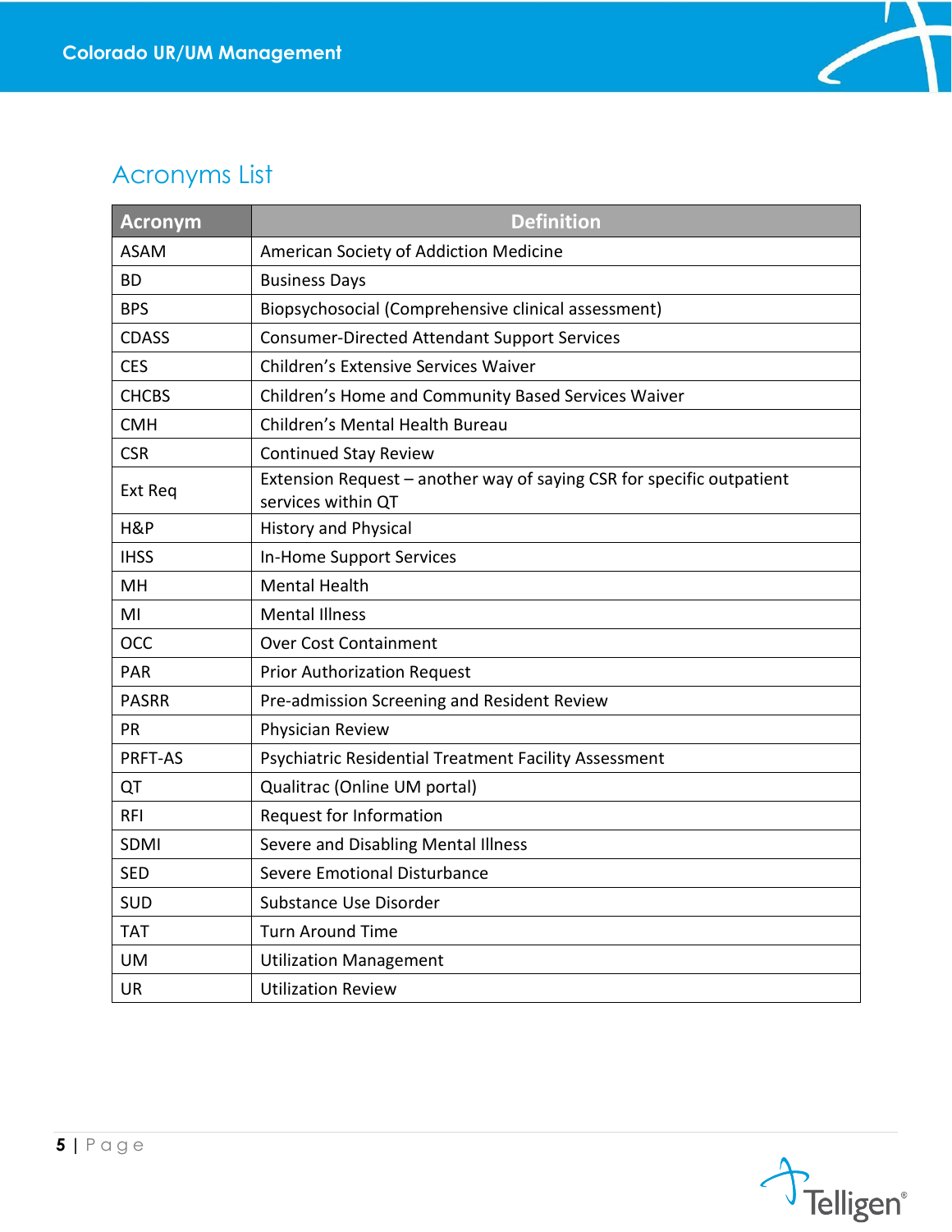## Acronyms List

| Acronym | Definition |
|---|---|
| ASAM | American Society of Addiction Medicine |
| BD | Business Days |
| BPS | Biopsychosocial (Comprehensive clinical assessment) |
| CDASS | Consumer-Directed Attendant Support Services |
| CES | Children's Extensive Services Waiver |
| CHCBS | Children's Home and Community Based Services Waiver |
| CMH | Children's Mental Health Bureau |
| CSR | Continued Stay Review |
| Ext Req | Extension Request – another way of saying CSR for specific outpatient services within QT |
| H&P | History and Physical |
| IHSS | In-Home Support Services |
| MH | Mental Health |
| MI | Mental Illness |
| OCC | Over Cost Containment |
| PAR | Prior Authorization Request |
| PASRR | Pre-admission Screening and Resident Review |
| PR | Physician Review |
| PRFT-AS | Psychiatric Residential Treatment Facility Assessment |
| QT | Qualitrac (Online UM portal) |
| RFI | Request for Information |
| SDMI | Severe and Disabling Mental Illness |
| SED | Severe Emotional Disturbance |
| SUD | Substance Use Disorder |
| TAT | Turn Around Time |
| UM | Utilization Management |
| UR | Utilization Review |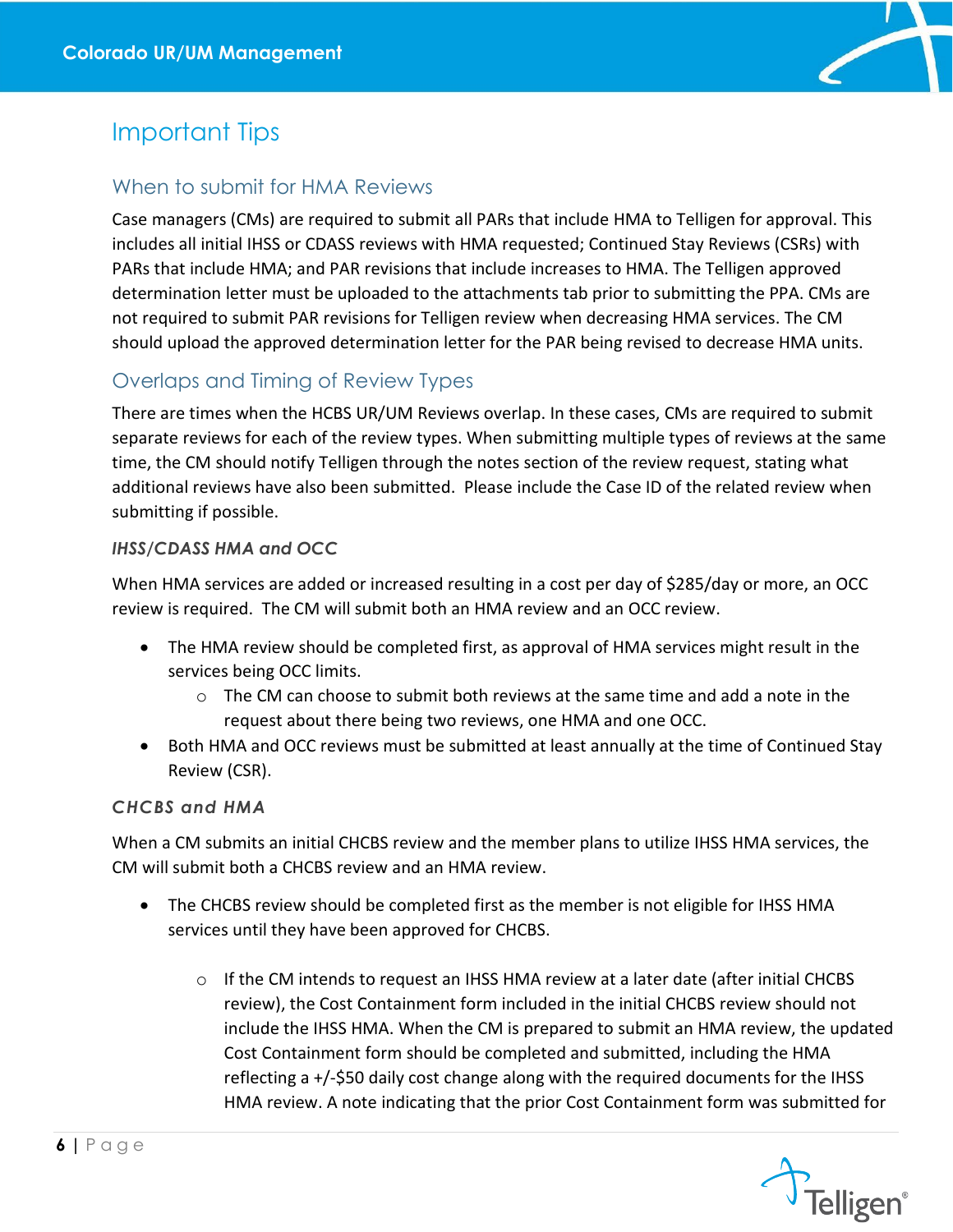## Important Tips

### When to submit for HMA Reviews

Case managers (CMs) are required to submit all PARs that include HMA to Telligen for approval. This includes all initial IHSS or CDASS reviews with HMA requested; Continued Stay Reviews (CSRs) with PARs that include HMA; and PAR revisions that include increases to HMA. The Telligen approved determination letter must be uploaded to the attachments tab prior to submitting the PPA. CMs are not required to submit PAR revisions for Telligen review when decreasing HMA services. The CM should upload the approved determination letter for the PAR being revised to decrease HMA units.

### Overlaps and Timing of Review Types

There are times when the HCBS UR/UM Reviews overlap. In these cases, CMs are required to submit separate reviews for each of the review types. When submitting multiple types of reviews at the same time, the CM should notify Telligen through the notes section of the review request, stating what additional reviews have also been submitted. Please include the Case ID of the related review when submitting if possible.

#### *IHSS/CDASS HMA and OCC*

When HMA services are added or increased resulting in a cost per day of $285/day or more, an OCC review is required. The CM will submit both an HMA review and an OCC review.

- The HMA review should be completed first, as approval of HMA services might result in the services being OCC limits.
  - The CM can choose to submit both reviews at the same time and add a note in the request about there being two reviews, one HMA and one OCC.
- Both HMA and OCC reviews must be submitted at least annually at the time of Continued Stay Review (CSR).

#### *CHCBS and HMA*

When a CM submits an initial CHCBS review and the member plans to utilize IHSS HMA services, the CM will submit both a CHCBS review and an HMA review.

- The CHCBS review should be completed first as the member is not eligible for IHSS HMA services until they have been approved for CHCBS.
  - If the CM intends to request an IHSS HMA review at a later date (after initial CHCBS review), the Cost Containment form included in the initial CHCBS review should not include the IHSS HMA. When the CM is prepared to submit an HMA review, the updated Cost Containment form should be completed and submitted, including the HMA reflecting a +/-$50 daily cost change along with the required documents for the IHSS HMA review. A note indicating that the prior Cost Containment form was submitted for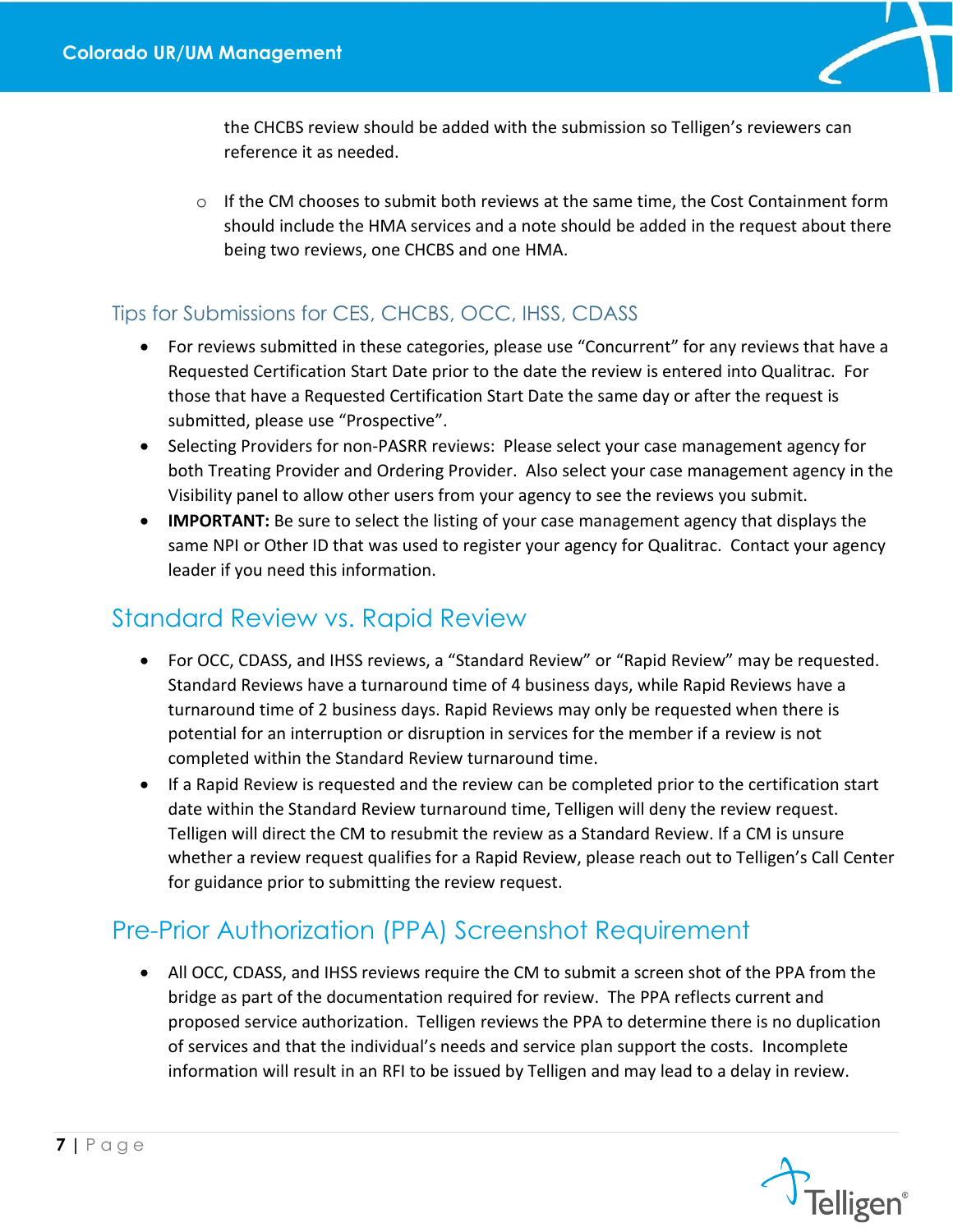the CHCBS review should be added with the submission so Telligen's reviewers can reference it as needed.

  - If the CM chooses to submit both reviews at the same time, the Cost Containment form should include the HMA services and a note should be added in the request about there being two reviews, one CHCBS and one HMA.

### Tips for Submissions for CES, CHCBS, OCC, IHSS, CDASS

- For reviews submitted in these categories, please use "Concurrent" for any reviews that have a Requested Certification Start Date prior to the date the review is entered into Qualitrac. For those that have a Requested Certification Start Date the same day or after the request is submitted, please use "Prospective".
- Selecting Providers for non-PASRR reviews: Please select your case management agency for both Treating Provider and Ordering Provider. Also select your case management agency in the Visibility panel to allow other users from your agency to see the reviews you submit.
- **IMPORTANT:** Be sure to select the listing of your case management agency that displays the same NPI or Other ID that was used to register your agency for Qualitrac. Contact your agency leader if you need this information.

## Standard Review vs. Rapid Review

- For OCC, CDASS, and IHSS reviews, a "Standard Review" or "Rapid Review" may be requested. Standard Reviews have a turnaround time of 4 business days, while Rapid Reviews have a turnaround time of 2 business days. Rapid Reviews may only be requested when there is potential for an interruption or disruption in services for the member if a review is not completed within the Standard Review turnaround time.
- If a Rapid Review is requested and the review can be completed prior to the certification start date within the Standard Review turnaround time, Telligen will deny the review request. Telligen will direct the CM to resubmit the review as a Standard Review. If a CM is unsure whether a review request qualifies for a Rapid Review, please reach out to Telligen's Call Center for guidance prior to submitting the review request.

## Pre-Prior Authorization (PPA) Screenshot Requirement

- All OCC, CDASS, and IHSS reviews require the CM to submit a screen shot of the PPA from the bridge as part of the documentation required for review. The PPA reflects current and proposed service authorization. Telligen reviews the PPA to determine there is no duplication of services and that the individual's needs and service plan support the costs. Incomplete information will result in an RFI to be issued by Telligen and may lead to a delay in review.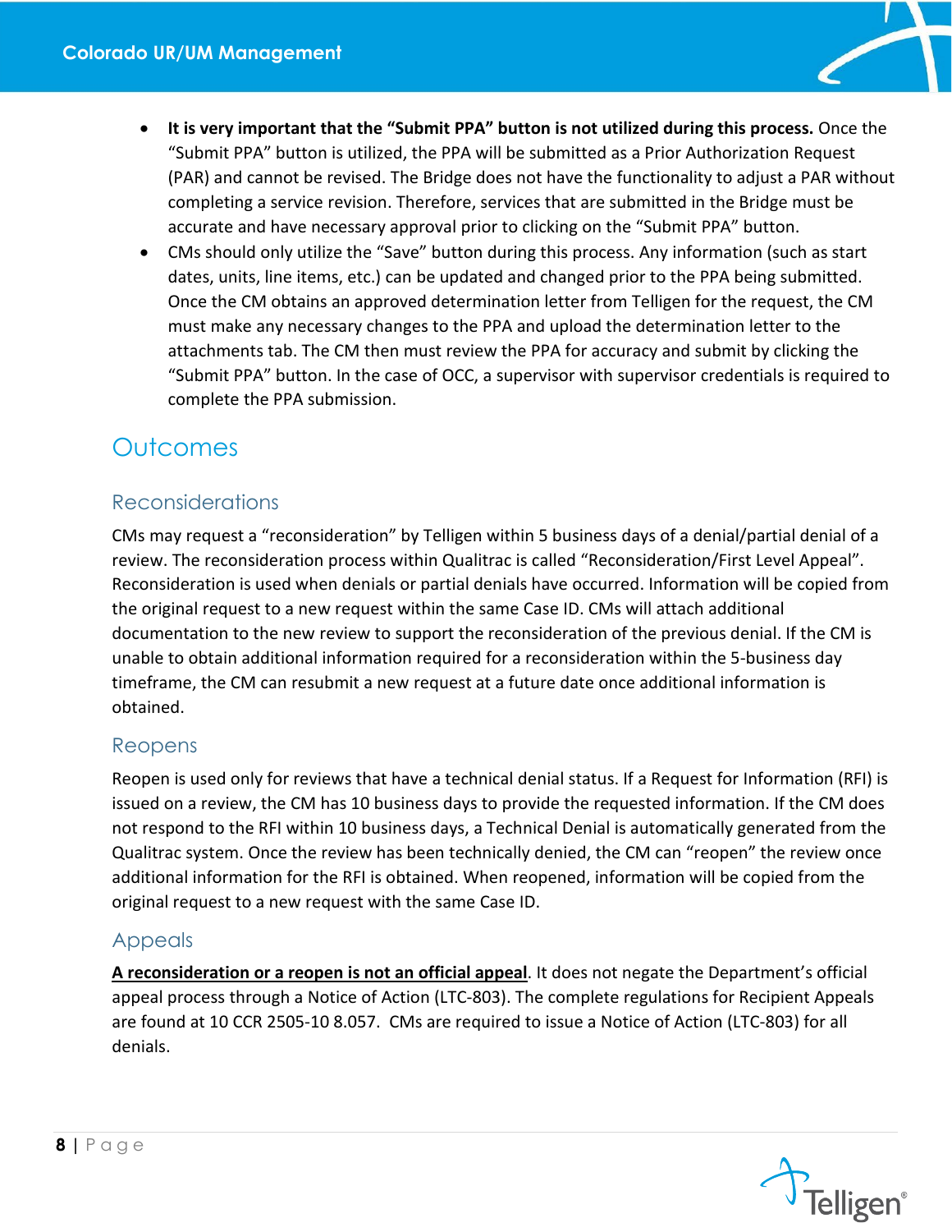- **It is very important that the "Submit PPA" button is not utilized during this process.** Once the "Submit PPA" button is utilized, the PPA will be submitted as a Prior Authorization Request (PAR) and cannot be revised. The Bridge does not have the functionality to adjust a PAR without completing a service revision. Therefore, services that are submitted in the Bridge must be accurate and have necessary approval prior to clicking on the "Submit PPA" button.
- CMs should only utilize the "Save" button during this process. Any information (such as start dates, units, line items, etc.) can be updated and changed prior to the PPA being submitted. Once the CM obtains an approved determination letter from Telligen for the request, the CM must make any necessary changes to the PPA and upload the determination letter to the attachments tab. The CM then must review the PPA for accuracy and submit by clicking the "Submit PPA" button. In the case of OCC, a supervisor with supervisor credentials is required to complete the PPA submission.

# Outcomes

## Reconsiderations

CMs may request a "reconsideration" by Telligen within 5 business days of a denial/partial denial of a review. The reconsideration process within Qualitrac is called "Reconsideration/First Level Appeal". Reconsideration is used when denials or partial denials have occurred. Information will be copied from the original request to a new request within the same Case ID. CMs will attach additional documentation to the new review to support the reconsideration of the previous denial. If the CM is unable to obtain additional information required for a reconsideration within the 5-business day timeframe, the CM can resubmit a new request at a future date once additional information is obtained.

## Reopens

Reopen is used only for reviews that have a technical denial status. If a Request for Information (RFI) is issued on a review, the CM has 10 business days to provide the requested information. If the CM does not respond to the RFI within 10 business days, a Technical Denial is automatically generated from the Qualitrac system. Once the review has been technically denied, the CM can "reopen" the review once additional information for the RFI is obtained. When reopened, information will be copied from the original request to a new request with the same Case ID.

## Appeals

**<u>A reconsideration or a reopen is not an official appeal</u>**. It does not negate the Department's official appeal process through a Notice of Action (LTC-803). The complete regulations for Recipient Appeals are found at 10 CCR 2505-10 8.057. CMs are required to issue a Notice of Action (LTC-803) for all denials.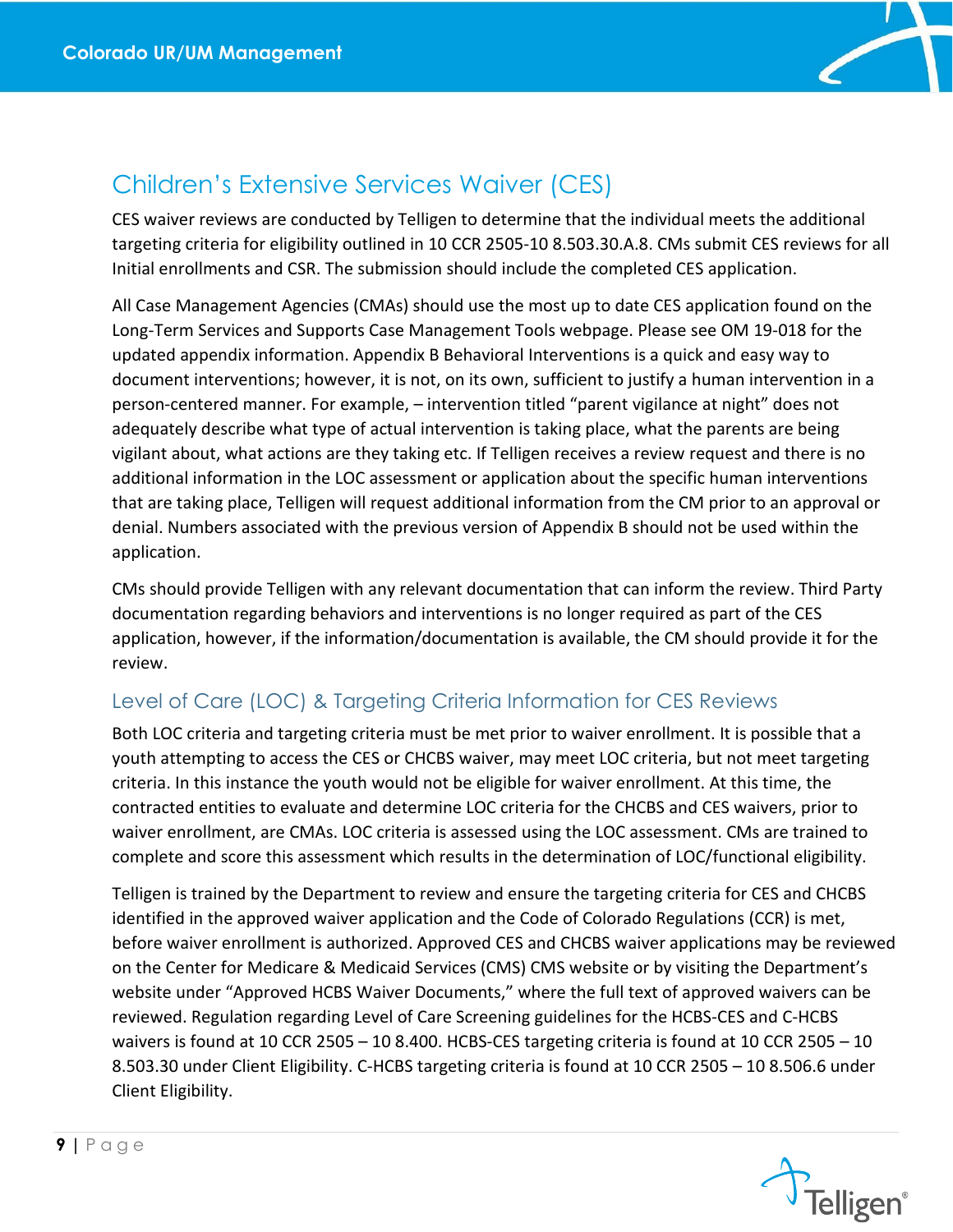## Children's Extensive Services Waiver (CES)

CES waiver reviews are conducted by Telligen to determine that the individual meets the additional targeting criteria for eligibility outlined in 10 CCR 2505-10 8.503.30.A.8. CMs submit CES reviews for all Initial enrollments and CSR. The submission should include the completed CES application.

All Case Management Agencies (CMAs) should use the most up to date CES application found on the Long-Term Services and Supports Case Management Tools webpage. Please see OM 19-018 for the updated appendix information. Appendix B Behavioral Interventions is a quick and easy way to document interventions; however, it is not, on its own, sufficient to justify a human intervention in a person-centered manner. For example, – intervention titled "parent vigilance at night" does not adequately describe what type of actual intervention is taking place, what the parents are being vigilant about, what actions are they taking etc. If Telligen receives a review request and there is no additional information in the LOC assessment or application about the specific human interventions that are taking place, Telligen will request additional information from the CM prior to an approval or denial. Numbers associated with the previous version of Appendix B should not be used within the application.

CMs should provide Telligen with any relevant documentation that can inform the review. Third Party documentation regarding behaviors and interventions is no longer required as part of the CES application, however, if the information/documentation is available, the CM should provide it for the review.

### Level of Care (LOC) & Targeting Criteria Information for CES Reviews

Both LOC criteria and targeting criteria must be met prior to waiver enrollment. It is possible that a youth attempting to access the CES or CHCBS waiver, may meet LOC criteria, but not meet targeting criteria. In this instance the youth would not be eligible for waiver enrollment. At this time, the contracted entities to evaluate and determine LOC criteria for the CHCBS and CES waivers, prior to waiver enrollment, are CMAs. LOC criteria is assessed using the LOC assessment. CMs are trained to complete and score this assessment which results in the determination of LOC/functional eligibility.

Telligen is trained by the Department to review and ensure the targeting criteria for CES and CHCBS identified in the approved waiver application and the Code of Colorado Regulations (CCR) is met, before waiver enrollment is authorized. Approved CES and CHCBS waiver applications may be reviewed on the Center for Medicare & Medicaid Services (CMS) CMS website or by visiting the Department's website under "Approved HCBS Waiver Documents," where the full text of approved waivers can be reviewed. Regulation regarding Level of Care Screening guidelines for the HCBS-CES and C-HCBS waivers is found at 10 CCR 2505 – 10 8.400. HCBS-CES targeting criteria is found at 10 CCR 2505 – 10 8.503.30 under Client Eligibility. C-HCBS targeting criteria is found at 10 CCR 2505 – 10 8.506.6 under Client Eligibility.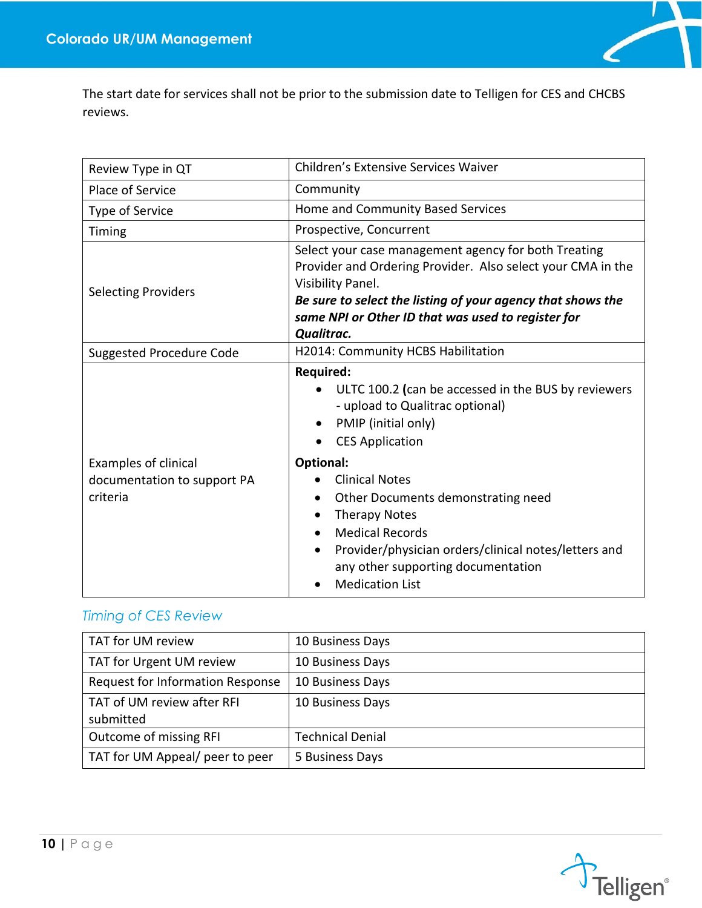The start date for services shall not be prior to the submission date to Telligen for CES and CHCBS reviews.

| Review Type in QT | Children's Extensive Services Waiver |
|---|---|
| Place of Service | Community |
| Type of Service | Home and Community Based Services |
| Timing | Prospective, Concurrent |
| Selecting Providers | Select your case management agency for both Treating Provider and Ordering Provider. Also select your CMA in the Visibility Panel. ***Be sure to select the listing of your agency that shows the same NPI or Other ID that was used to register for Qualitrac.*** |
| Suggested Procedure Code | H2014: Community HCBS Habilitation |
| Examples of clinical documentation to support PA criteria | **Required:** <br>• ULTC 100.2 **(**can be accessed in the BUS by reviewers - upload to Qualitrac optional) <br>• PMIP (initial only) <br>• CES Application <br>**Optional:** <br>• Clinical Notes <br>• Other Documents demonstrating need <br>• Therapy Notes <br>• Medical Records <br>• Provider/physician orders/clinical notes/letters and any other supporting documentation <br>• Medication List |

### *Timing of CES Review*

| TAT for UM review | 10 Business Days |
|---|---|
| TAT for Urgent UM review | 10 Business Days |
| Request for Information Response | 10 Business Days |
| TAT of UM review after RFI submitted | 10 Business Days |
| Outcome of missing RFI | Technical Denial |
| TAT for UM Appeal/ peer to peer | 5 Business Days |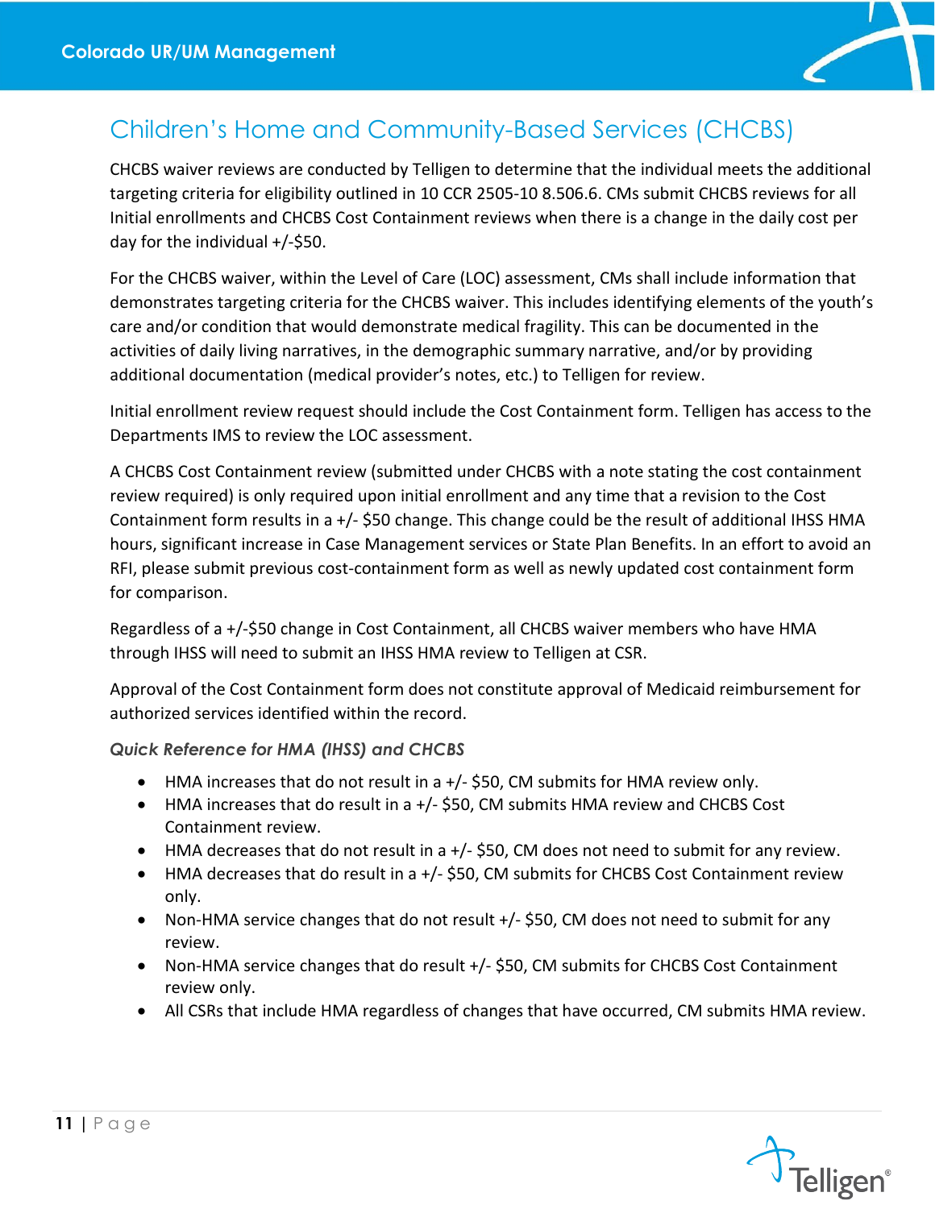## Children's Home and Community-Based Services (CHCBS)

CHCBS waiver reviews are conducted by Telligen to determine that the individual meets the additional targeting criteria for eligibility outlined in 10 CCR 2505-10 8.506.6. CMs submit CHCBS reviews for all Initial enrollments and CHCBS Cost Containment reviews when there is a change in the daily cost per day for the individual +/-$50.

For the CHCBS waiver, within the Level of Care (LOC) assessment, CMs shall include information that demonstrates targeting criteria for the CHCBS waiver. This includes identifying elements of the youth's care and/or condition that would demonstrate medical fragility. This can be documented in the activities of daily living narratives, in the demographic summary narrative, and/or by providing additional documentation (medical provider's notes, etc.) to Telligen for review.

Initial enrollment review request should include the Cost Containment form. Telligen has access to the Departments IMS to review the LOC assessment.

A CHCBS Cost Containment review (submitted under CHCBS with a note stating the cost containment review required) is only required upon initial enrollment and any time that a revision to the Cost Containment form results in a +/- $50 change. This change could be the result of additional IHSS HMA hours, significant increase in Case Management services or State Plan Benefits. In an effort to avoid an RFI, please submit previous cost-containment form as well as newly updated cost containment form for comparison.

Regardless of a +/-$50 change in Cost Containment, all CHCBS waiver members who have HMA through IHSS will need to submit an IHSS HMA review to Telligen at CSR.

Approval of the Cost Containment form does not constitute approval of Medicaid reimbursement for authorized services identified within the record.

### *Quick Reference for HMA (IHSS) and CHCBS*

- HMA increases that do not result in a +/- $50, CM submits for HMA review only.
- HMA increases that do result in a +/- $50, CM submits HMA review and CHCBS Cost Containment review.
- HMA decreases that do not result in a +/- $50, CM does not need to submit for any review.
- HMA decreases that do result in a +/- $50, CM submits for CHCBS Cost Containment review only.
- Non-HMA service changes that do not result +/- $50, CM does not need to submit for any review.
- Non-HMA service changes that do result +/- $50, CM submits for CHCBS Cost Containment review only.
- All CSRs that include HMA regardless of changes that have occurred, CM submits HMA review.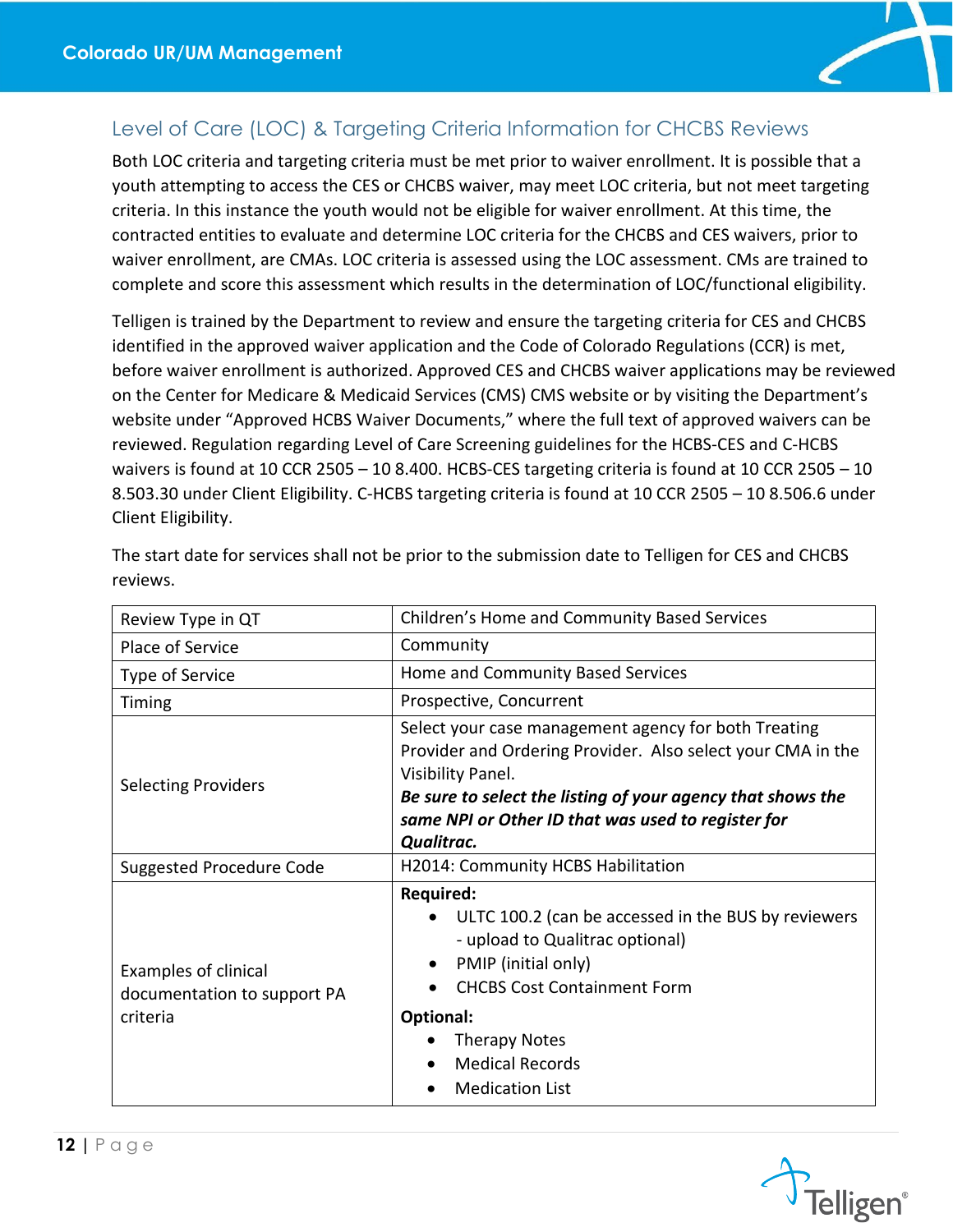## Level of Care (LOC) & Targeting Criteria Information for CHCBS Reviews

Both LOC criteria and targeting criteria must be met prior to waiver enrollment. It is possible that a youth attempting to access the CES or CHCBS waiver, may meet LOC criteria, but not meet targeting criteria. In this instance the youth would not be eligible for waiver enrollment. At this time, the contracted entities to evaluate and determine LOC criteria for the CHCBS and CES waivers, prior to waiver enrollment, are CMAs. LOC criteria is assessed using the LOC assessment. CMs are trained to complete and score this assessment which results in the determination of LOC/functional eligibility.

Telligen is trained by the Department to review and ensure the targeting criteria for CES and CHCBS identified in the approved waiver application and the Code of Colorado Regulations (CCR) is met, before waiver enrollment is authorized. Approved CES and CHCBS waiver applications may be reviewed on the Center for Medicare & Medicaid Services (CMS) CMS website or by visiting the Department's website under "Approved HCBS Waiver Documents," where the full text of approved waivers can be reviewed. Regulation regarding Level of Care Screening guidelines for the HCBS-CES and C-HCBS waivers is found at 10 CCR 2505 – 10 8.400. HCBS-CES targeting criteria is found at 10 CCR 2505 – 10 8.503.30 under Client Eligibility. C-HCBS targeting criteria is found at 10 CCR 2505 – 10 8.506.6 under Client Eligibility.

The start date for services shall not be prior to the submission date to Telligen for CES and CHCBS reviews.

| Review Type in QT | Children's Home and Community Based Services |
|---|---|
| Place of Service | Community |
| Type of Service | Home and Community Based Services |
| Timing | Prospective, Concurrent |
| Selecting Providers | Select your case management agency for both Treating Provider and Ordering Provider. Also select your CMA in the Visibility Panel.<br>***Be sure to select the listing of your agency that shows the same NPI or Other ID that was used to register for Qualitrac.*** |
| Suggested Procedure Code | H2014: Community HCBS Habilitation |
| Examples of clinical documentation to support PA criteria | **Required:**<br>• ULTC 100.2 (can be accessed in the BUS by reviewers - upload to Qualitrac optional)<br>• PMIP (initial only)<br>• CHCBS Cost Containment Form<br>**Optional:**<br>• Therapy Notes<br>• Medical Records<br>• Medication List |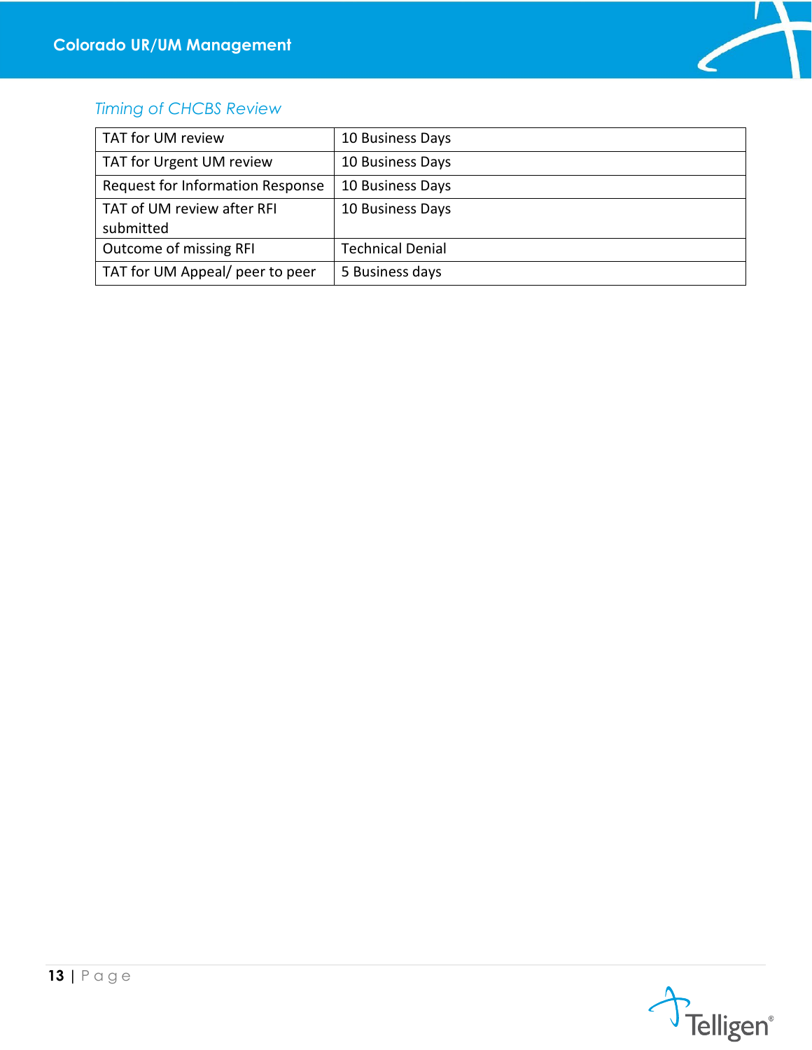### *Timing of CHCBS Review*

| | |
|---|---|
| TAT for UM review | 10 Business Days |
| TAT for Urgent UM review | 10 Business Days |
| Request for Information Response | 10 Business Days |
| TAT of UM review after RFI submitted | 10 Business Days |
| Outcome of missing RFI | Technical Denial |
| TAT for UM Appeal/ peer to peer | 5 Business days |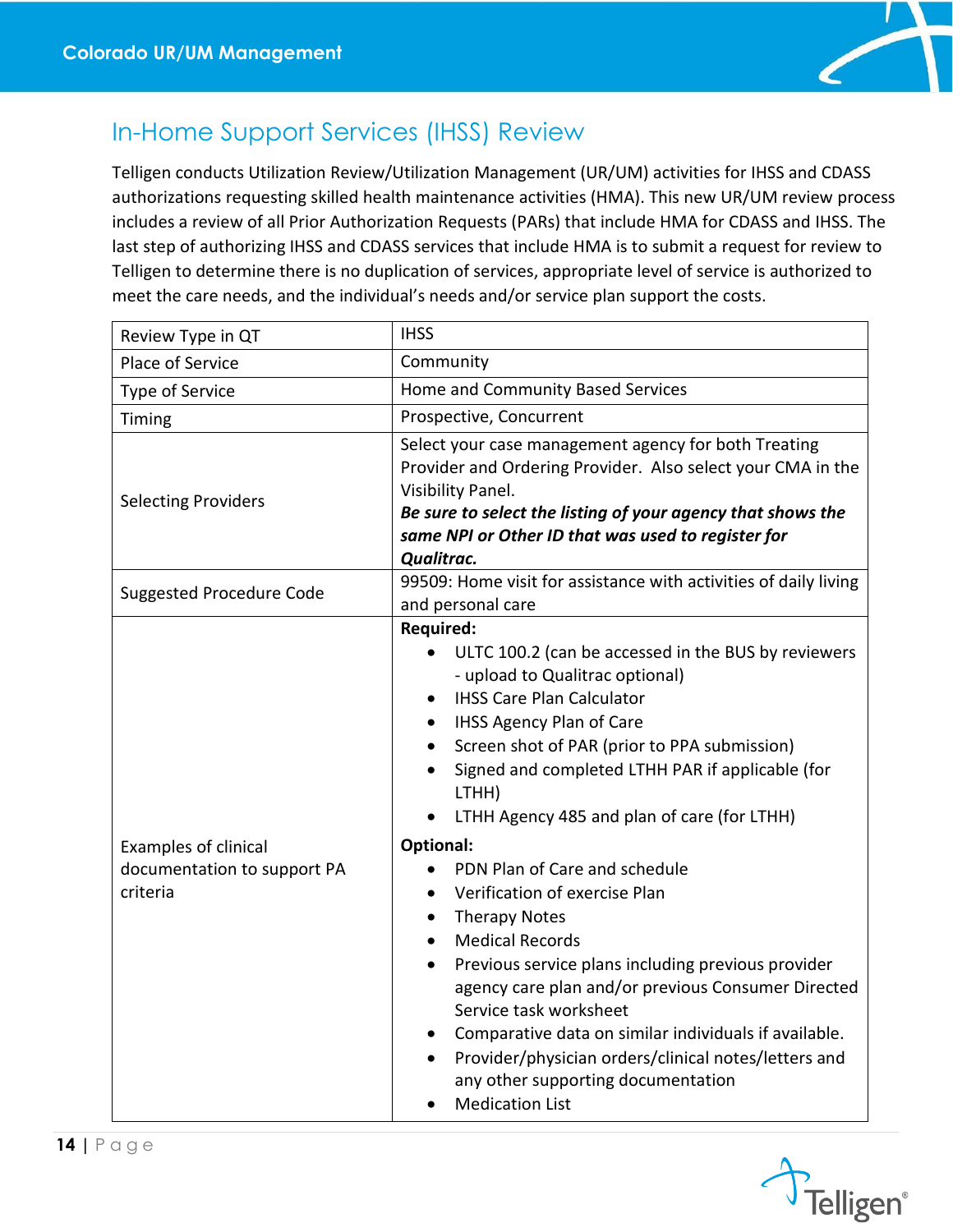## In-Home Support Services (IHSS) Review

Telligen conducts Utilization Review/Utilization Management (UR/UM) activities for IHSS and CDASS authorizations requesting skilled health maintenance activities (HMA). This new UR/UM review process includes a review of all Prior Authorization Requests (PARs) that include HMA for CDASS and IHSS. The last step of authorizing IHSS and CDASS services that include HMA is to submit a request for review to Telligen to determine there is no duplication of services, appropriate level of service is authorized to meet the care needs, and the individual's needs and/or service plan support the costs.

| Review Type in QT | IHSS |
|---|---|
| Place of Service | Community |
| Type of Service | Home and Community Based Services |
| Timing | Prospective, Concurrent |
| Selecting Providers | Select your case management agency for both Treating Provider and Ordering Provider. Also select your CMA in the Visibility Panel.<br>***Be sure to select the listing of your agency that shows the same NPI or Other ID that was used to register for Qualitrac.*** |
| Suggested Procedure Code | 99509: Home visit for assistance with activities of daily living and personal care |
| Examples of clinical documentation to support PA criteria | **Required:**<br>• ULTC 100.2 (can be accessed in the BUS by reviewers - upload to Qualitrac optional)<br>• IHSS Care Plan Calculator<br>• IHSS Agency Plan of Care<br>• Screen shot of PAR (prior to PPA submission)<br>• Signed and completed LTHH PAR if applicable (for LTHH)<br>• LTHH Agency 485 and plan of care (for LTHH)<br>**Optional:**<br>• PDN Plan of Care and schedule<br>• Verification of exercise Plan<br>• Therapy Notes<br>• Medical Records<br>• Previous service plans including previous provider agency care plan and/or previous Consumer Directed Service task worksheet<br>• Comparative data on similar individuals if available.<br>• Provider/physician orders/clinical notes/letters and any other supporting documentation<br>• Medication List |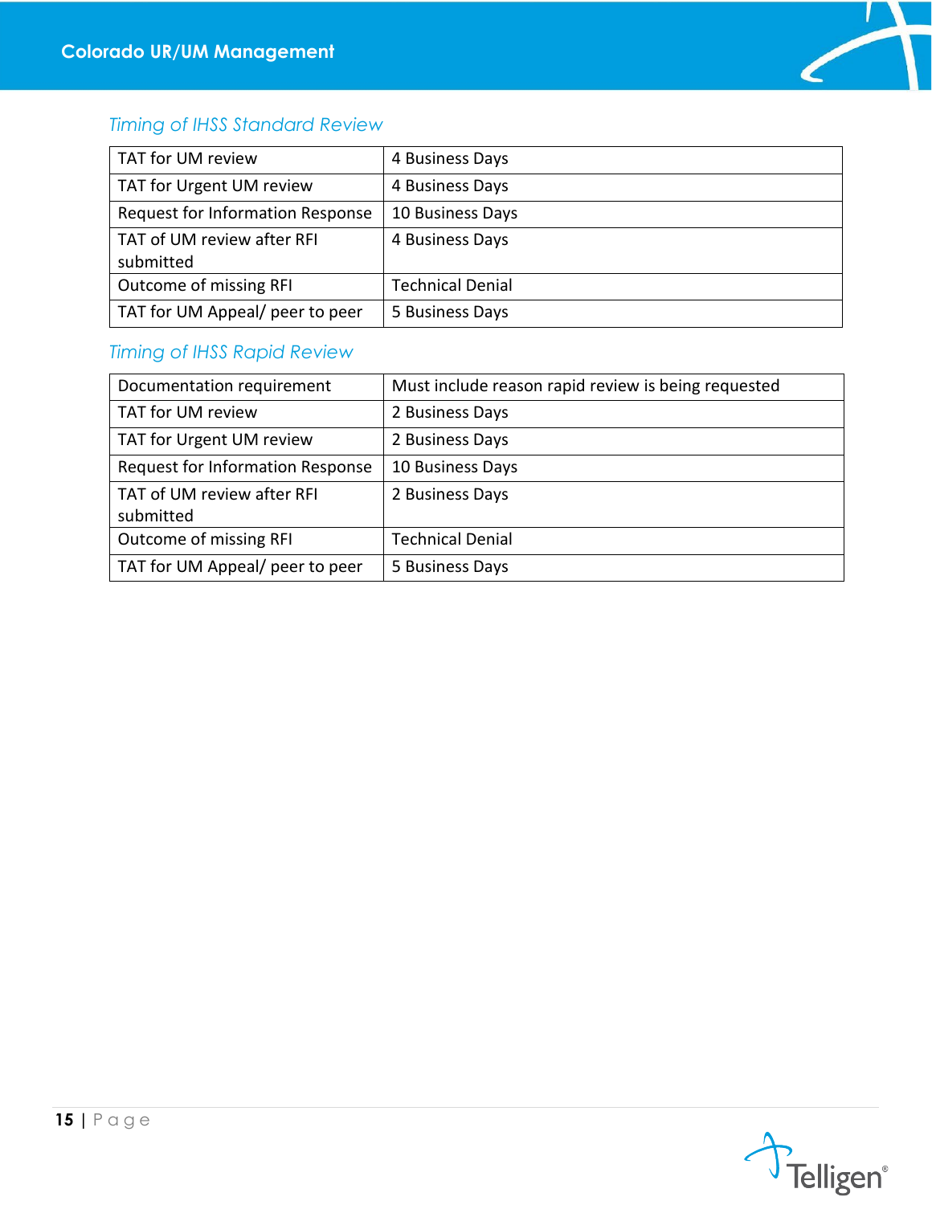### *Timing of IHSS Standard Review*

| | |
|---|---|
| TAT for UM review | 4 Business Days |
| TAT for Urgent UM review | 4 Business Days |
| Request for Information Response | 10 Business Days |
| TAT of UM review after RFI submitted | 4 Business Days |
| Outcome of missing RFI | Technical Denial |
| TAT for UM Appeal/ peer to peer | 5 Business Days |

### *Timing of IHSS Rapid Review*

| | |
|---|---|
| Documentation requirement | Must include reason rapid review is being requested |
| TAT for UM review | 2 Business Days |
| TAT for Urgent UM review | 2 Business Days |
| Request for Information Response | 10 Business Days |
| TAT of UM review after RFI submitted | 2 Business Days |
| Outcome of missing RFI | Technical Denial |
| TAT for UM Appeal/ peer to peer | 5 Business Days |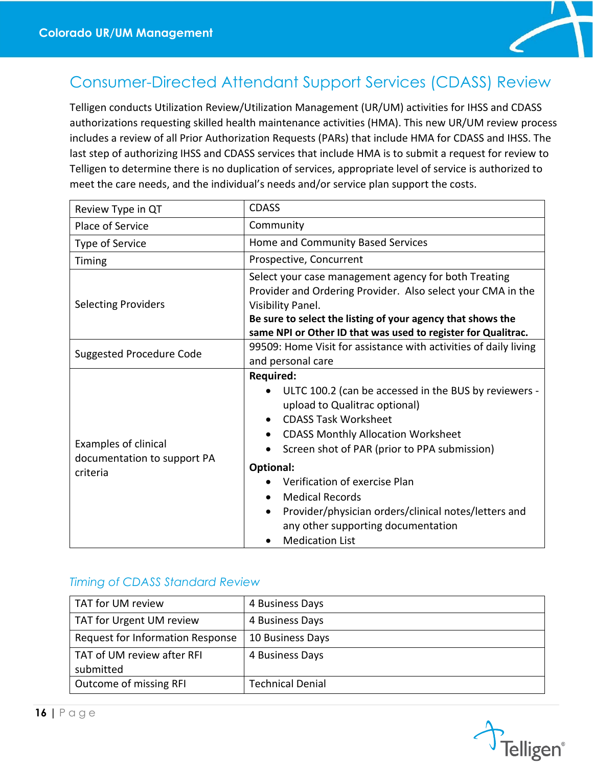## Consumer-Directed Attendant Support Services (CDASS) Review

Telligen conducts Utilization Review/Utilization Management (UR/UM) activities for IHSS and CDASS authorizations requesting skilled health maintenance activities (HMA). This new UR/UM review process includes a review of all Prior Authorization Requests (PARs) that include HMA for CDASS and IHSS. The last step of authorizing IHSS and CDASS services that include HMA is to submit a request for review to Telligen to determine there is no duplication of services, appropriate level of service is authorized to meet the care needs, and the individual's needs and/or service plan support the costs.

| | |
|---|---|
| Review Type in QT | CDASS |
| Place of Service | Community |
| Type of Service | Home and Community Based Services |
| Timing | Prospective, Concurrent |
| Selecting Providers | Select your case management agency for both Treating Provider and Ordering Provider. Also select your CMA in the Visibility Panel. **Be sure to select the listing of your agency that shows the same NPI or Other ID that was used to register for Qualitrac.** |
| Suggested Procedure Code | 99509: Home Visit for assistance with activities of daily living and personal care |
| Examples of clinical documentation to support PA criteria | **Required:**<br>• ULTC 100.2 (can be accessed in the BUS by reviewers - upload to Qualitrac optional)<br>• CDASS Task Worksheet<br>• CDASS Monthly Allocation Worksheet<br>• Screen shot of PAR (prior to PPA submission)<br>**Optional:**<br>• Verification of exercise Plan<br>• Medical Records<br>• Provider/physician orders/clinical notes/letters and any other supporting documentation<br>• Medication List |

### *Timing of CDASS Standard Review*

| | |
|---|---|
| TAT for UM review | 4 Business Days |
| TAT for Urgent UM review | 4 Business Days |
| Request for Information Response | 10 Business Days |
| TAT of UM review after RFI submitted | 4 Business Days |
| Outcome of missing RFI | Technical Denial |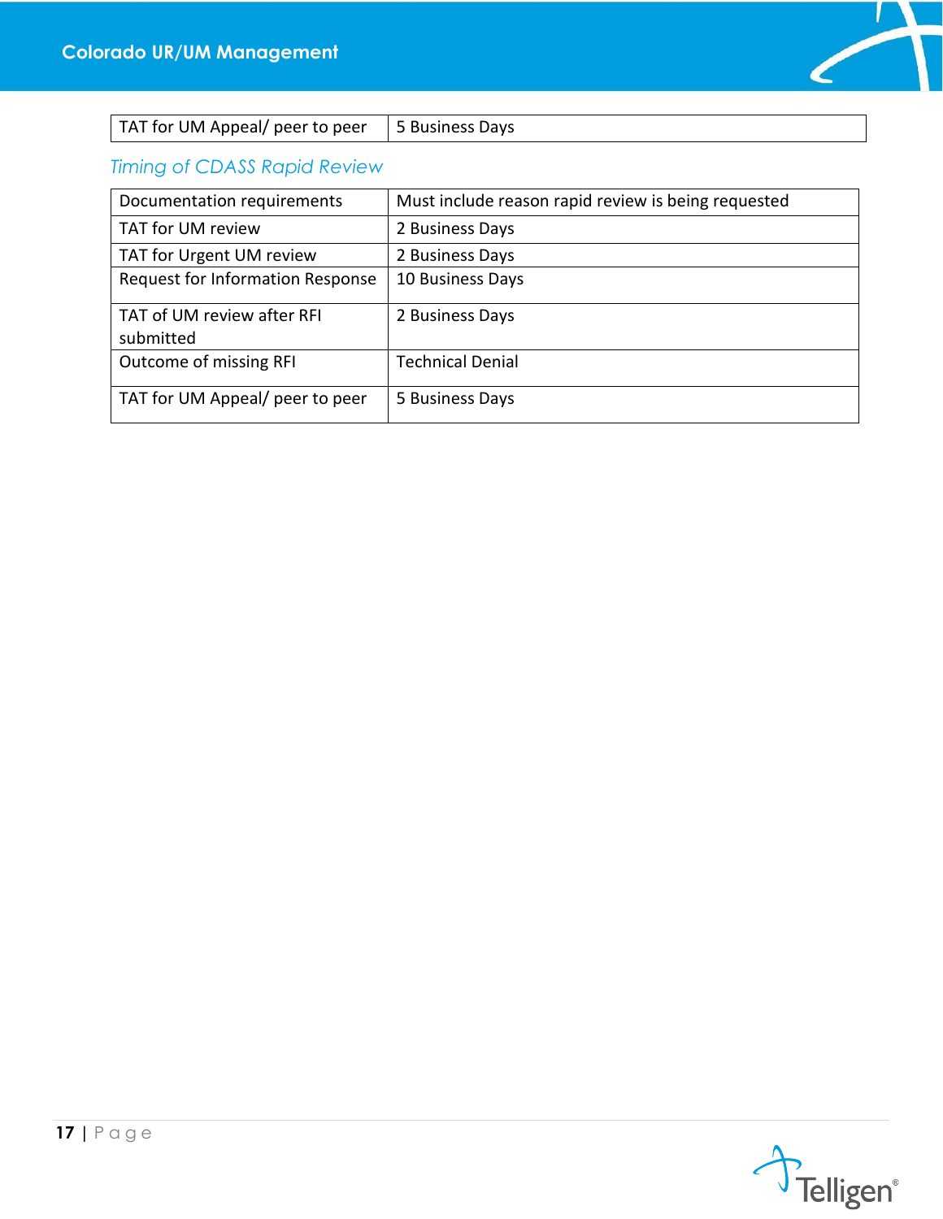| TAT for UM Appeal/ peer to peer | 5 Business Days |
|---|---|

### *Timing of CDASS Rapid Review*

| Documentation requirements | Must include reason rapid review is being requested |
|---|---|
| TAT for UM review | 2 Business Days |
| TAT for Urgent UM review | 2 Business Days |
| Request for Information Response | 10 Business Days |
| TAT of UM review after RFI submitted | 2 Business Days |
| Outcome of missing RFI | Technical Denial |
| TAT for UM Appeal/ peer to peer | 5 Business Days |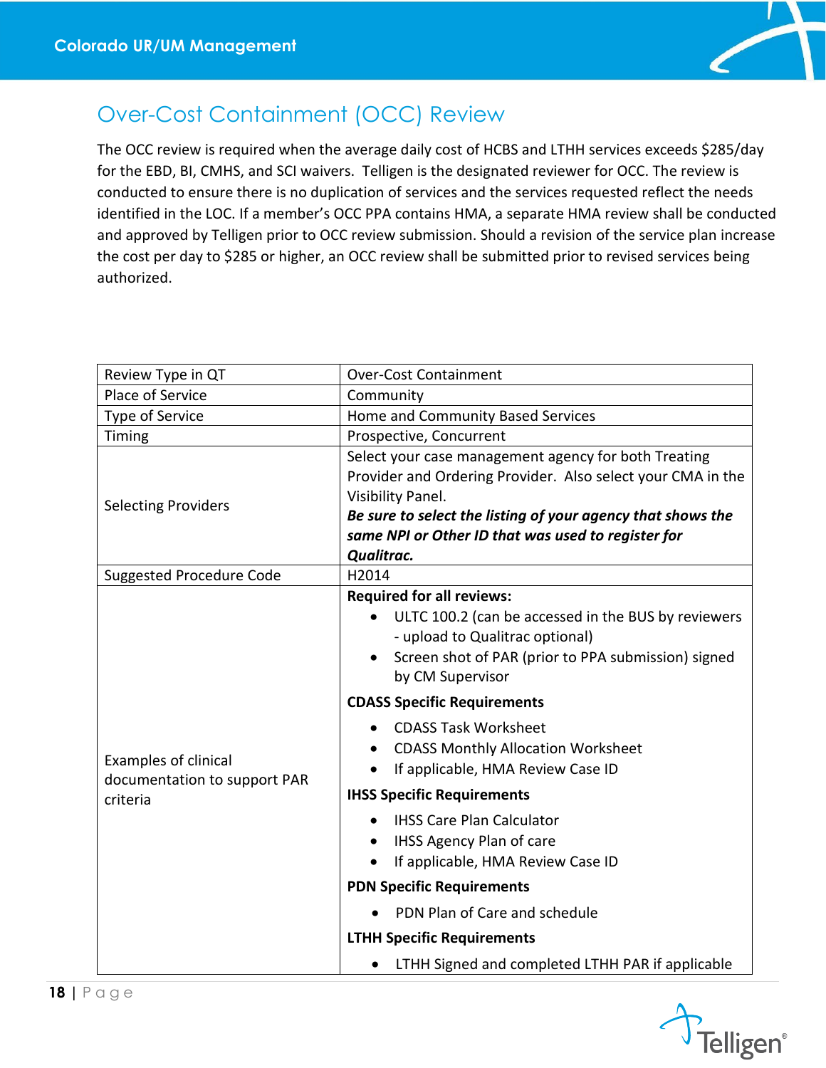## Over-Cost Containment (OCC) Review

The OCC review is required when the average daily cost of HCBS and LTHH services exceeds $285/day for the EBD, BI, CMHS, and SCI waivers. Telligen is the designated reviewer for OCC. The review is conducted to ensure there is no duplication of services and the services requested reflect the needs identified in the LOC. If a member's OCC PPA contains HMA, a separate HMA review shall be conducted and approved by Telligen prior to OCC review submission. Should a revision of the service plan increase the cost per day to $285 or higher, an OCC review shall be submitted prior to revised services being authorized.

| Review Type in QT | Over-Cost Containment |
|---|---|
| Place of Service | Community |
| Type of Service | Home and Community Based Services |
| Timing | Prospective, Concurrent |
| Selecting Providers | Select your case management agency for both Treating Provider and Ordering Provider. Also select your CMA in the Visibility Panel.<br>***Be sure to select the listing of your agency that shows the same NPI or Other ID that was used to register for Qualitrac.*** |
| Suggested Procedure Code | H2014 |
| Examples of clinical documentation to support PAR criteria | **Required for all reviews:**<br>• ULTC 100.2 (can be accessed in the BUS by reviewers - upload to Qualitrac optional)<br>• Screen shot of PAR (prior to PPA submission) signed by CM Supervisor<br>**CDASS Specific Requirements**<br>• CDASS Task Worksheet<br>• CDASS Monthly Allocation Worksheet<br>• If applicable, HMA Review Case ID<br>**IHSS Specific Requirements**<br>• IHSS Care Plan Calculator<br>• IHSS Agency Plan of care<br>• If applicable, HMA Review Case ID<br>**PDN Specific Requirements**<br>• PDN Plan of Care and schedule<br>**LTHH Specific Requirements**<br>• LTHH Signed and completed LTHH PAR if applicable |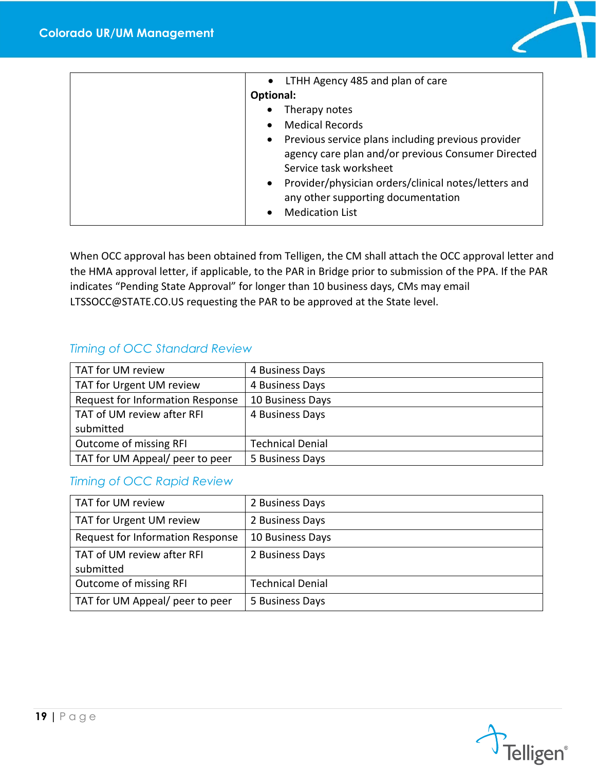| | • LTHH Agency 485 and plan of care<br>**Optional:**<br>• Therapy notes<br>• Medical Records<br>• Previous service plans including previous provider agency care plan and/or previous Consumer Directed Service task worksheet<br>• Provider/physician orders/clinical notes/letters and any other supporting documentation<br>• Medication List |
|---|---|

When OCC approval has been obtained from Telligen, the CM shall attach the OCC approval letter and the HMA approval letter, if applicable, to the PAR in Bridge prior to submission of the PPA. If the PAR indicates "Pending State Approval" for longer than 10 business days, CMs may email LTSSOCC@STATE.CO.US requesting the PAR to be approved at the State level.

### *Timing of OCC Standard Review*

| | |
|---|---|
| TAT for UM review | 4 Business Days |
| TAT for Urgent UM review | 4 Business Days |
| Request for Information Response | 10 Business Days |
| TAT of UM review after RFI submitted | 4 Business Days |
| Outcome of missing RFI | Technical Denial |
| TAT for UM Appeal/ peer to peer | 5 Business Days |

### *Timing of OCC Rapid Review*

| | |
|---|---|
| TAT for UM review | 2 Business Days |
| TAT for Urgent UM review | 2 Business Days |
| Request for Information Response | 10 Business Days |
| TAT of UM review after RFI submitted | 2 Business Days |
| Outcome of missing RFI | Technical Denial |
| TAT for UM Appeal/ peer to peer | 5 Business Days |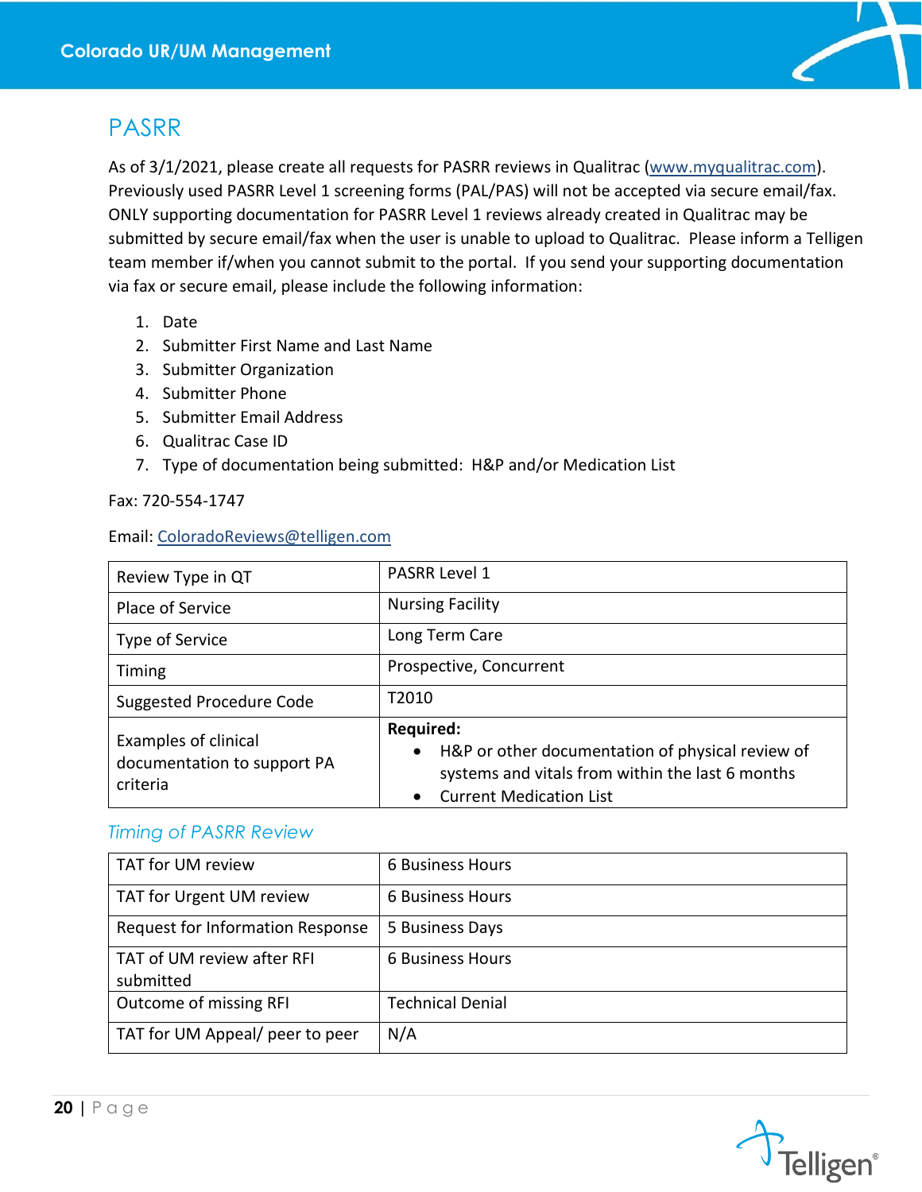# PASRR

As of 3/1/2021, please create all requests for PASRR reviews in Qualitrac (www.myqualitrac.com). Previously used PASRR Level 1 screening forms (PAL/PAS) will not be accepted via secure email/fax. ONLY supporting documentation for PASRR Level 1 reviews already created in Qualitrac may be submitted by secure email/fax when the user is unable to upload to Qualitrac. Please inform a Telligen team member if/when you cannot submit to the portal. If you send your supporting documentation via fax or secure email, please include the following information:

1. Date
2. Submitter First Name and Last Name
3. Submitter Organization
4. Submitter Phone
5. Submitter Email Address
6. Qualitrac Case ID
7. Type of documentation being submitted: H&P and/or Medication List

Fax: 720-554-1747

Email: ColoradoReviews@telligen.com

| Review Type in QT | PASRR Level 1 |
|---|---|
| Place of Service | Nursing Facility |
| Type of Service | Long Term Care |
| Timing | Prospective, Concurrent |
| Suggested Procedure Code | T2010 |
| Examples of clinical documentation to support PA criteria | **Required:**<br>• H&P or other documentation of physical review of systems and vitals from within the last 6 months<br>• Current Medication List |

## *Timing of PASRR Review*

| TAT for UM review | 6 Business Hours |
|---|---|
| TAT for Urgent UM review | 6 Business Hours |
| Request for Information Response | 5 Business Days |
| TAT of UM review after RFI submitted | 6 Business Hours |
| Outcome of missing RFI | Technical Denial |
| TAT for UM Appeal/ peer to peer | N/A |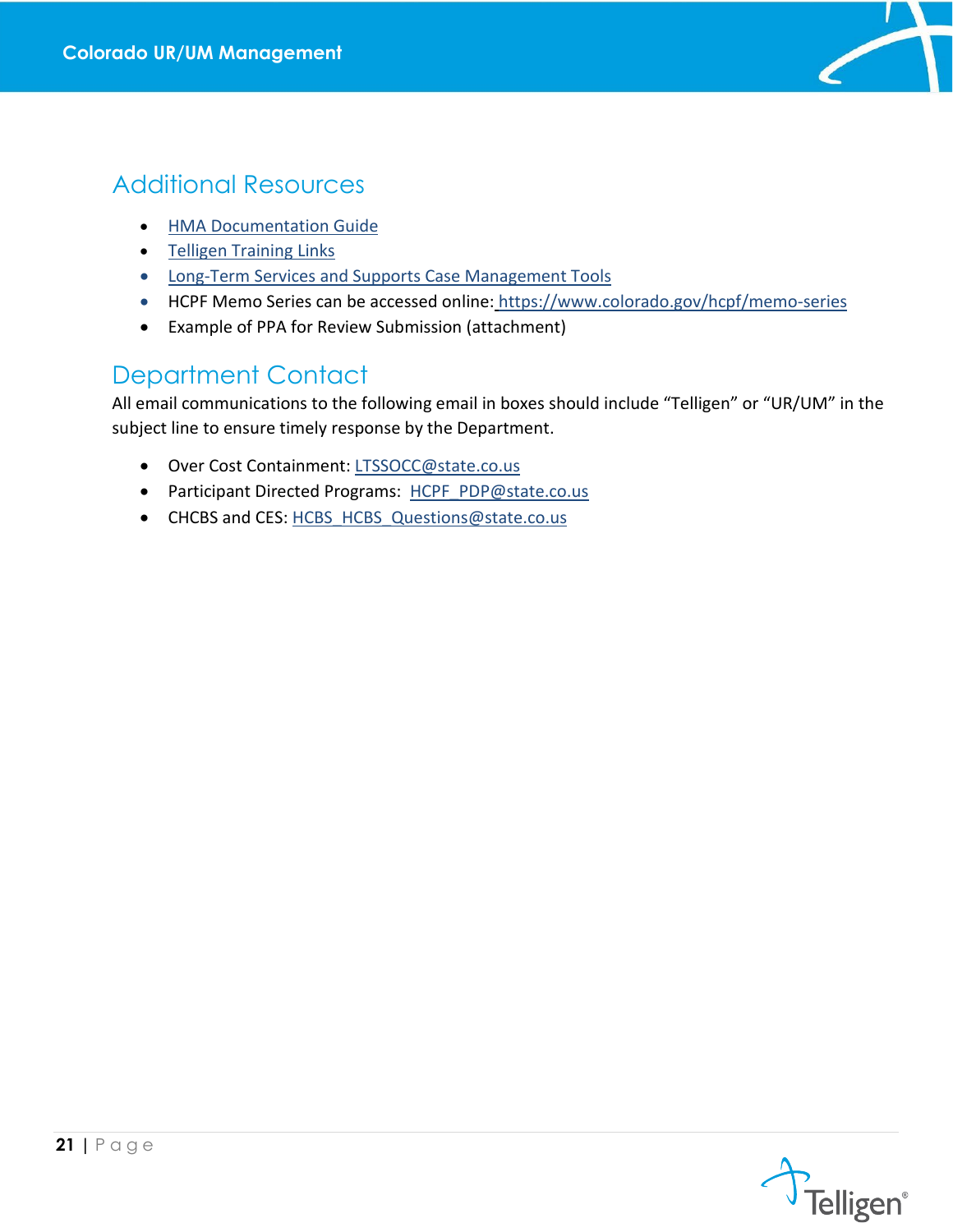## Additional Resources

- HMA Documentation Guide
- Telligen Training Links
- Long-Term Services and Supports Case Management Tools
- HCPF Memo Series can be accessed online: https://www.colorado.gov/hcpf/memo-series
- Example of PPA for Review Submission (attachment)

## Department Contact

All email communications to the following email in boxes should include "Telligen" or "UR/UM" in the subject line to ensure timely response by the Department.

- Over Cost Containment: LTSSOCC@state.co.us
- Participant Directed Programs: HCPF_PDP@state.co.us
- CHCBS and CES: HCBS_HCBS_Questions@state.co.us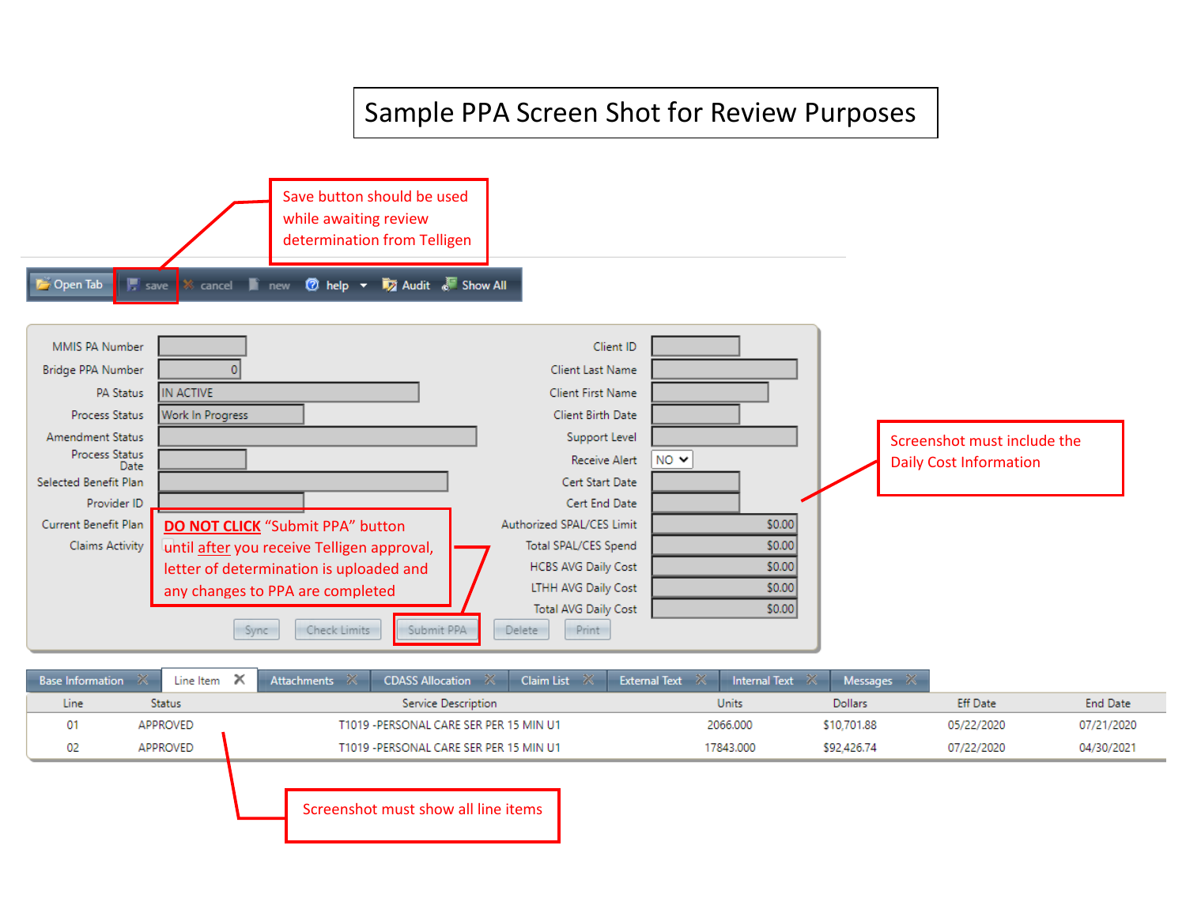# Sample PPA Screen Shot for Review Purposes

Save button should be used while awaiting review determination from Telligen

Open Tab | save | cancel | new | help | Audit | Show All

| | | | |
|---|---|---|---|
| MMIS PA Number | | Client ID | |
| Bridge PPA Number | 0 | Client Last Name | |
| PA Status | IN ACTIVE | Client First Name | |
| Process Status | Work In Progress | Client Birth Date | |
| Amendment Status | | Support Level | |
| Process Status Date | | Receive Alert | NO |
| Selected Benefit Plan | | Cert Start Date | |
| Provider ID | | Cert End Date | |
| Current Benefit Plan | | Authorized SPAL/CES Limit | $0.00 |
| Claims Activity | | Total SPAL/CES Spend | $0.00 |
| | | HCBS AVG Daily Cost | $0.00 |
| | | LTHH AVG Daily Cost | $0.00 |
| | | Total AVG Daily Cost | $0.00 |

Screenshot must include the Daily Cost Information

**DO NOT CLICK** "Submit PPA" button until after you receive Telligen approval, letter of determination is uploaded and any changes to PPA are completed

Sync | Check Limits | Submit PPA | Delete | Print

Base Information | Line Item | Attachments | CDASS Allocation | Claim List | External Text | Internal Text | Messages

| Line | Status | Service Description | Units | Dollars | Eff Date | End Date |
|---|---|---|---|---|---|---|
| 01 | APPROVED | T1019 -PERSONAL CARE SER PER 15 MIN U1 | 2066.000 | $10,701.88 | 05/22/2020 | 07/21/2020 |
| 02 | APPROVED | T1019 -PERSONAL CARE SER PER 15 MIN U1 | 17843.000 | $92,426.74 | 07/22/2020 | 04/30/2021 |

Screenshot must show all line items